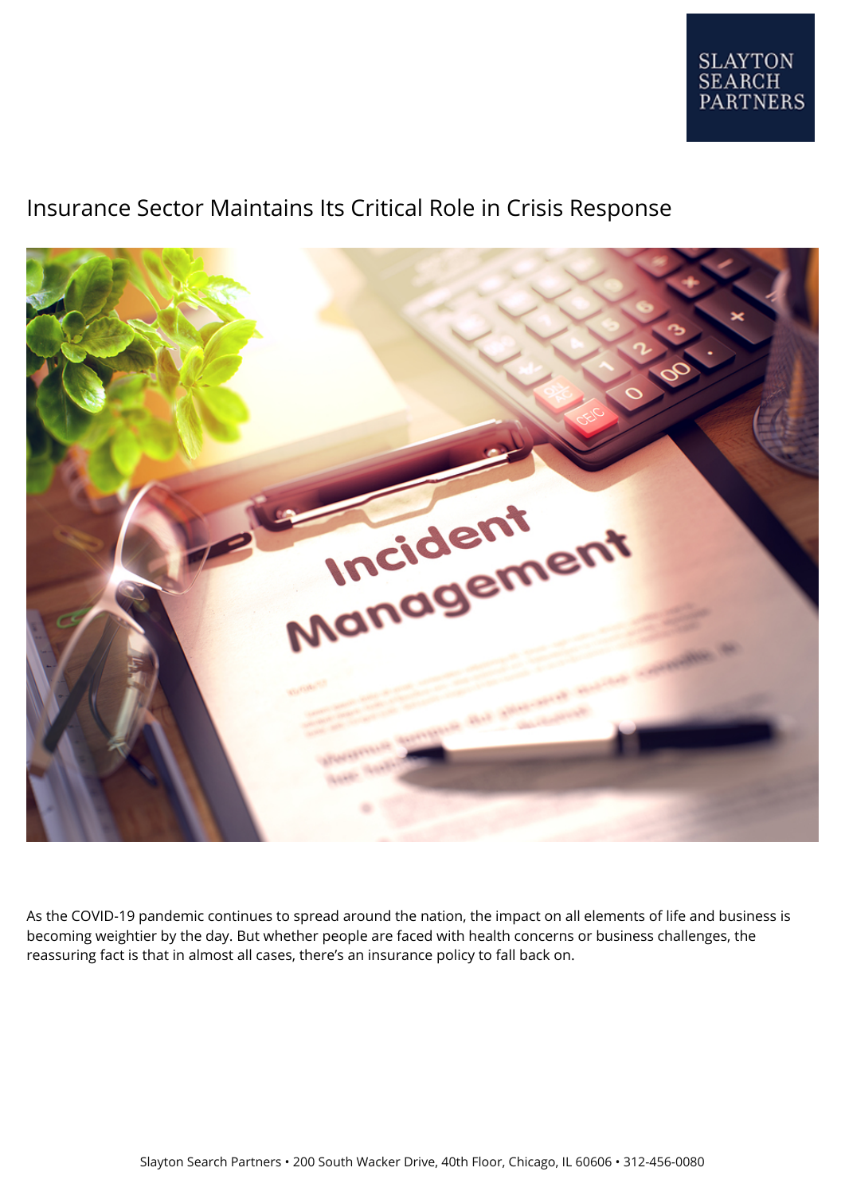# Insurance Sector Maintains Its Critical Role in Crisis Response

As the COVID-19 pandemic continues to spread around the nation, the impact on all elements of life and business is becoming weightier by the day. But whether people are faced with health concerns or business challenges, the reassuring fact is that in almost all cases, there's an insurance policy to fall back on.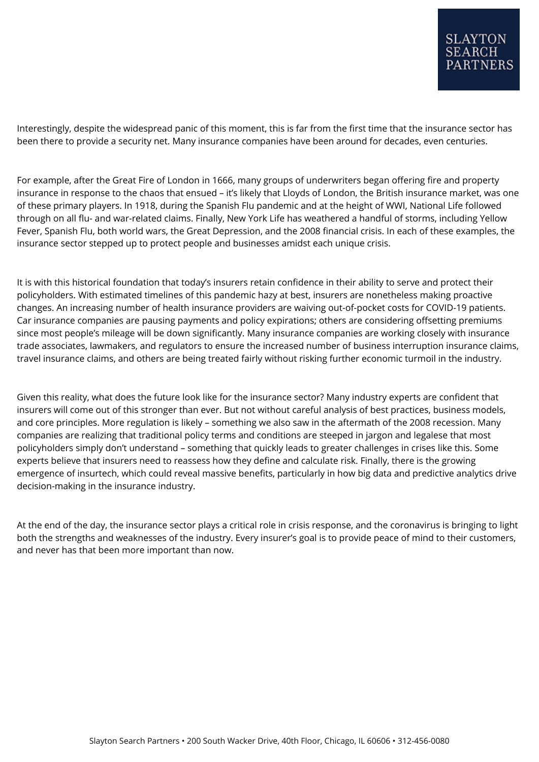Interestingly, despite the widespread panic of this moment, this is far from the first time that the insurance sector has been there to provide a security net. Many insurance companies have been around for decades, even centuries.

For example, after the Great Fire of London in 1666, many groups of underwriters began offering fire and property insurance in response to the chaos that ensued – it's likely that Lloyds of London, the British insurance market, was one of these primary players. In 1918, during the Spanish Flu pandemic and at the height of WWI, National Life followed through on all flu- and war-related claims. Finally, New York Life has weathered a handful of storms, including Yellow Fever, Spanish Flu, both world wars, the Great Depression, and the 2008 financial crisis. In each of these examples, the insurance sector stepped up to protect people and businesses amidst each unique crisis.

It is with this historical foundation that today's insurers retain confidence in their ability to serve and protect their policyholders. With estimated timelines of this pandemic hazy at best, insurers are nonetheless making proactive changes. An increasing number of health insurance providers are waiving out-of-pocket costs for COVID-19 patients. Car insurance companies are pausing payments and policy expirations; others are considering offsetting premiums since most people's mileage will be down significantly. Many insurance companies are working closely with insurance trade associates, lawmakers, and regulators to ensure the increased number of business interruption insurance claims, travel insurance claims, and others are being treated fairly without risking further economic turmoil in the industry.

Given this reality, what does the future look like for the insurance sector? Many industry experts are confident that insurers will come out of this stronger than ever. But not without careful analysis of best practices, business models, and core principles. More regulation is likely – something we also saw in the aftermath of the 2008 recession. Many companies are realizing that traditional policy terms and conditions are steeped in jargon and legalese that most policyholders simply don't understand – something that quickly leads to greater challenges in crises like this. Some experts believe that insurers need to reassess how they define and calculate risk. Finally, there is the growing emergence of insurtech, which could reveal massive benefits, particularly in how big data and predictive analytics drive decision-making in the insurance industry.

At the end of the day, the insurance sector plays a critical role in crisis response, and the coronavirus is bringing to light both the strengths and weaknesses of the industry. Every insurer's goal is to provide peace of mind to their customers, and never has that been more important than now.